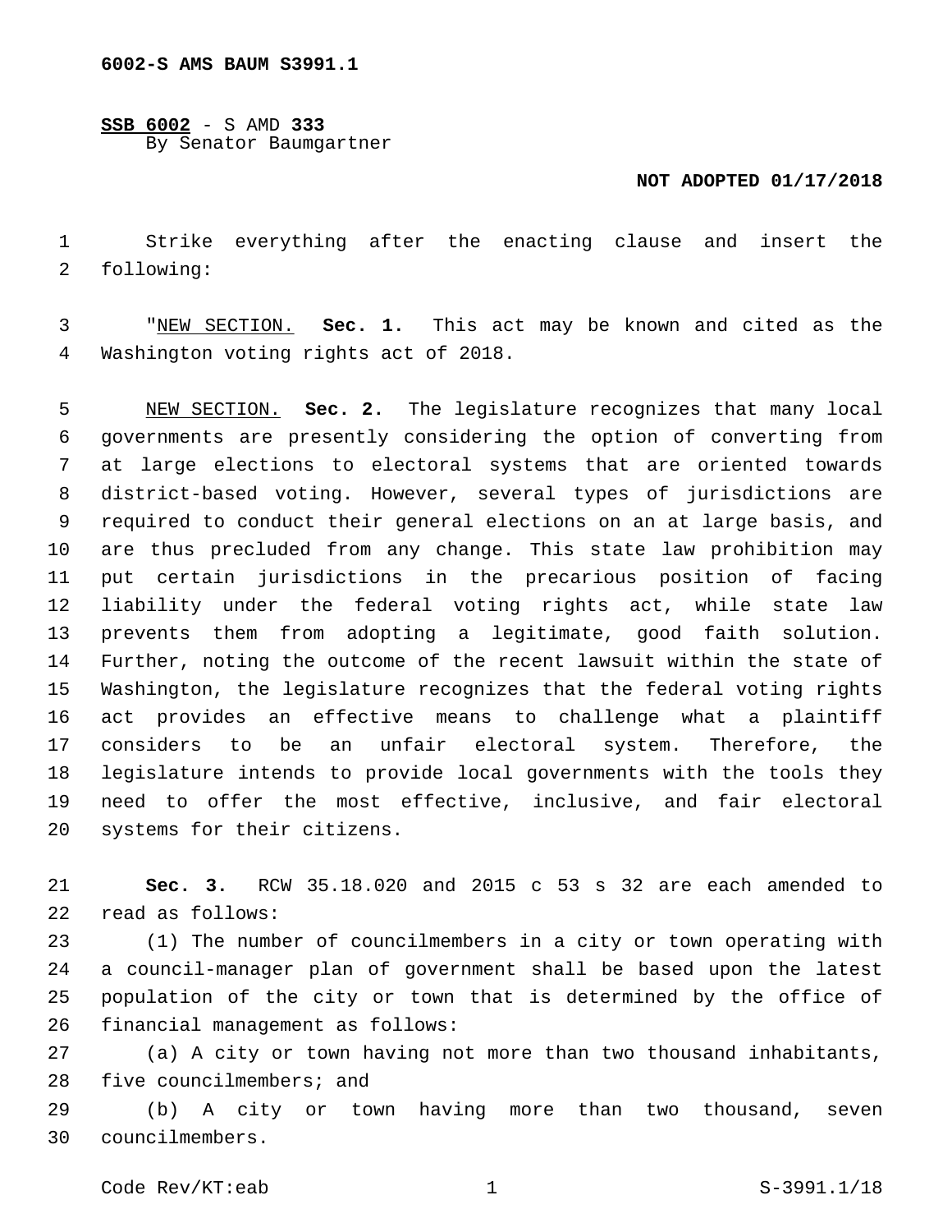6002-S AMS BAUM S3991.1

<u>SSB 6002</u> - S AMD **333**
By Senator Baumgartner

**NOT ADOPTED 01/17/2018**

Strike everything after the enacting clause and insert the following:

"<u>NEW SECTION.</u> **Sec. 1.** This act may be known and cited as the Washington voting rights act of 2018.

<u>NEW SECTION.</u> **Sec. 2.** The legislature recognizes that many local governments are presently considering the option of converting from at large elections to electoral systems that are oriented towards district-based voting. However, several types of jurisdictions are required to conduct their general elections on an at large basis, and are thus precluded from any change. This state law prohibition may put certain jurisdictions in the precarious position of facing liability under the federal voting rights act, while state law prevents them from adopting a legitimate, good faith solution. Further, noting the outcome of the recent lawsuit within the state of Washington, the legislature recognizes that the federal voting rights act provides an effective means to challenge what a plaintiff considers to be an unfair electoral system. Therefore, the legislature intends to provide local governments with the tools they need to offer the most effective, inclusive, and fair electoral systems for their citizens.

**Sec. 3.** RCW 35.18.020 and 2015 c 53 s 32 are each amended to read as follows:

(1) The number of councilmembers in a city or town operating with a council-manager plan of government shall be based upon the latest population of the city or town that is determined by the office of financial management as follows:

(a) A city or town having not more than two thousand inhabitants, five councilmembers; and

(b) A city or town having more than two thousand, seven councilmembers.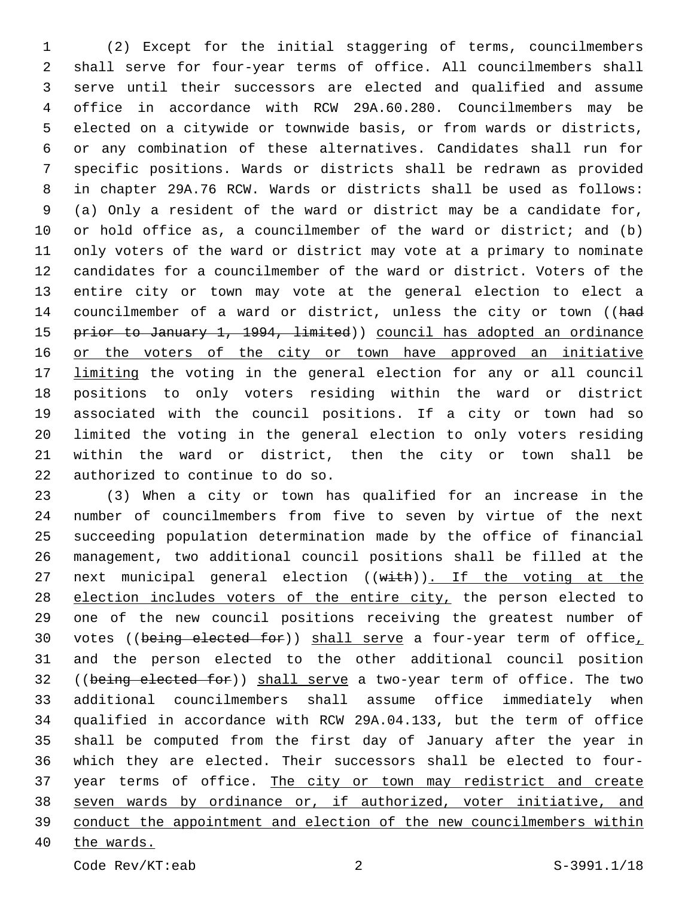(2) Except for the initial staggering of terms, councilmembers shall serve for four-year terms of office. All councilmembers shall serve until their successors are elected and qualified and assume office in accordance with RCW 29A.60.280. Councilmembers may be elected on a citywide or townwide basis, or from wards or districts, or any combination of these alternatives. Candidates shall run for specific positions. Wards or districts shall be redrawn as provided in chapter 29A.76 RCW. Wards or districts shall be used as follows: (a) Only a resident of the ward or district may be a candidate for, or hold office as, a councilmember of the ward or district; and (b) only voters of the ward or district may vote at a primary to nominate candidates for a councilmember of the ward or district. Voters of the entire city or town may vote at the general election to elect a councilmember of a ward or district, unless the city or town ((~~had prior to January 1, 1994, limited~~)) <u>council has adopted an ordinance or the voters of the city or town have approved an initiative limiting</u> the voting in the general election for any or all council positions to only voters residing within the ward or district associated with the council positions. If a city or town had so limited the voting in the general election to only voters residing within the ward or district, then the city or town shall be authorized to continue to do so.

(3) When a city or town has qualified for an increase in the number of councilmembers from five to seven by virtue of the next succeeding population determination made by the office of financial management, two additional council positions shall be filled at the next municipal general election ((~~with~~))<u>. If the voting at the election includes voters of the entire city,</u> the person elected to one of the new council positions receiving the greatest number of votes ((~~being elected for~~)) <u>shall serve</u> a four-year term of office<u>,</u> and the person elected to the other additional council position ((~~being elected for~~)) <u>shall serve</u> a two-year term of office. The two additional councilmembers shall assume office immediately when qualified in accordance with RCW 29A.04.133, but the term of office shall be computed from the first day of January after the year in which they are elected. Their successors shall be elected to four-year terms of office. <u>The city or town may redistrict and create seven wards by ordinance or, if authorized, voter initiative, and conduct the appointment and election of the new councilmembers within the wards.</u>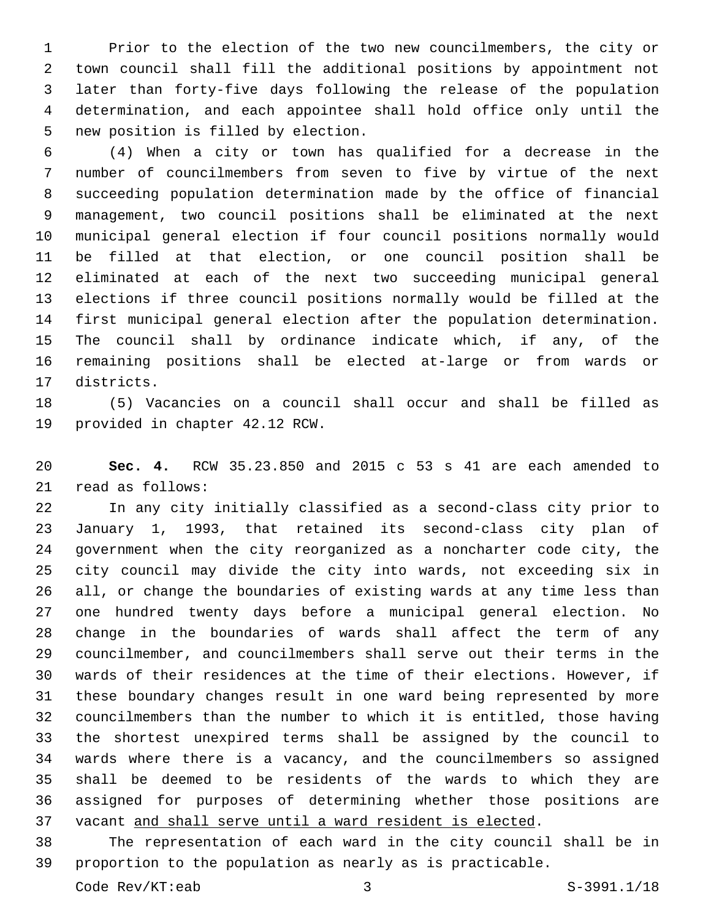Prior to the election of the two new councilmembers, the city or town council shall fill the additional positions by appointment not later than forty-five days following the release of the population determination, and each appointee shall hold office only until the new position is filled by election.

(4) When a city or town has qualified for a decrease in the number of councilmembers from seven to five by virtue of the next succeeding population determination made by the office of financial management, two council positions shall be eliminated at the next municipal general election if four council positions normally would be filled at that election, or one council position shall be eliminated at each of the next two succeeding municipal general elections if three council positions normally would be filled at the first municipal general election after the population determination. The council shall by ordinance indicate which, if any, of the remaining positions shall be elected at-large or from wards or districts.

(5) Vacancies on a council shall occur and shall be filled as provided in chapter 42.12 RCW.

**Sec. 4.** RCW 35.23.850 and 2015 c 53 s 41 are each amended to read as follows:

In any city initially classified as a second-class city prior to January 1, 1993, that retained its second-class city plan of government when the city reorganized as a noncharter code city, the city council may divide the city into wards, not exceeding six in all, or change the boundaries of existing wards at any time less than one hundred twenty days before a municipal general election. No change in the boundaries of wards shall affect the term of any councilmember, and councilmembers shall serve out their terms in the wards of their residences at the time of their elections. However, if these boundary changes result in one ward being represented by more councilmembers than the number to which it is entitled, those having the shortest unexpired terms shall be assigned by the council to wards where there is a vacancy, and the councilmembers so assigned shall be deemed to be residents of the wards to which they are assigned for purposes of determining whether those positions are vacant <u>and shall serve until a ward resident is elected</u>.

The representation of each ward in the city council shall be in proportion to the population as nearly as is practicable.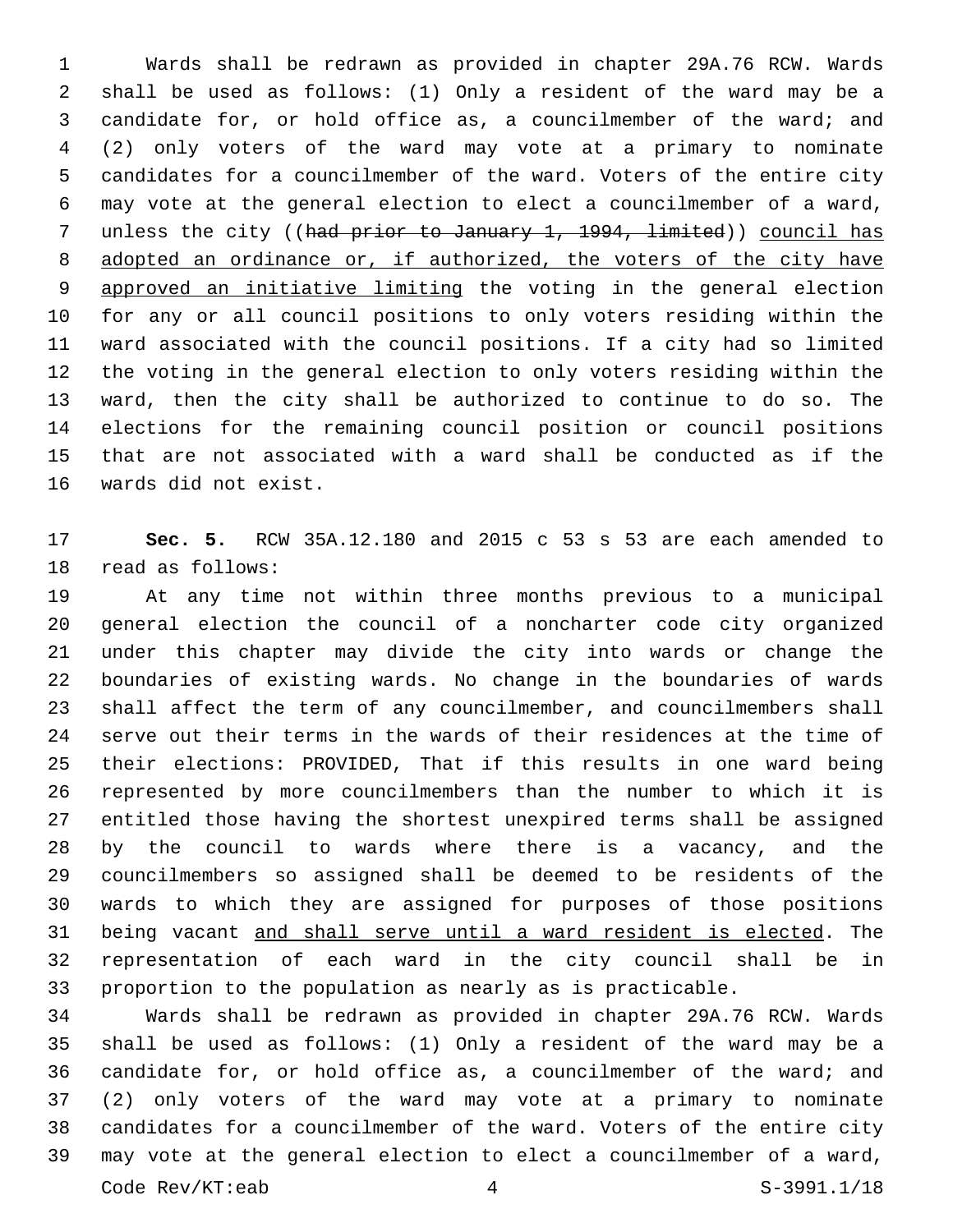Wards shall be redrawn as provided in chapter 29A.76 RCW. Wards shall be used as follows: (1) Only a resident of the ward may be a candidate for, or hold office as, a councilmember of the ward; and (2) only voters of the ward may vote at a primary to nominate candidates for a councilmember of the ward. Voters of the entire city may vote at the general election to elect a councilmember of a ward, unless the city ((~~had prior to January 1, 1994, limited~~)) <u>council has adopted an ordinance or, if authorized, the voters of the city have approved an initiative limiting</u> the voting in the general election for any or all council positions to only voters residing within the ward associated with the council positions. If a city had so limited the voting in the general election to only voters residing within the ward, then the city shall be authorized to continue to do so. The elections for the remaining council position or council positions that are not associated with a ward shall be conducted as if the wards did not exist.

**Sec. 5.** RCW 35A.12.180 and 2015 c 53 s 53 are each amended to read as follows:

At any time not within three months previous to a municipal general election the council of a noncharter code city organized under this chapter may divide the city into wards or change the boundaries of existing wards. No change in the boundaries of wards shall affect the term of any councilmember, and councilmembers shall serve out their terms in the wards of their residences at the time of their elections: PROVIDED, That if this results in one ward being represented by more councilmembers than the number to which it is entitled those having the shortest unexpired terms shall be assigned by the council to wards where there is a vacancy, and the councilmembers so assigned shall be deemed to be residents of the wards to which they are assigned for purposes of those positions being vacant <u>and shall serve until a ward resident is elected</u>. The representation of each ward in the city council shall be in proportion to the population as nearly as is practicable.

Wards shall be redrawn as provided in chapter 29A.76 RCW. Wards shall be used as follows: (1) Only a resident of the ward may be a candidate for, or hold office as, a councilmember of the ward; and (2) only voters of the ward may vote at a primary to nominate candidates for a councilmember of the ward. Voters of the entire city may vote at the general election to elect a councilmember of a ward,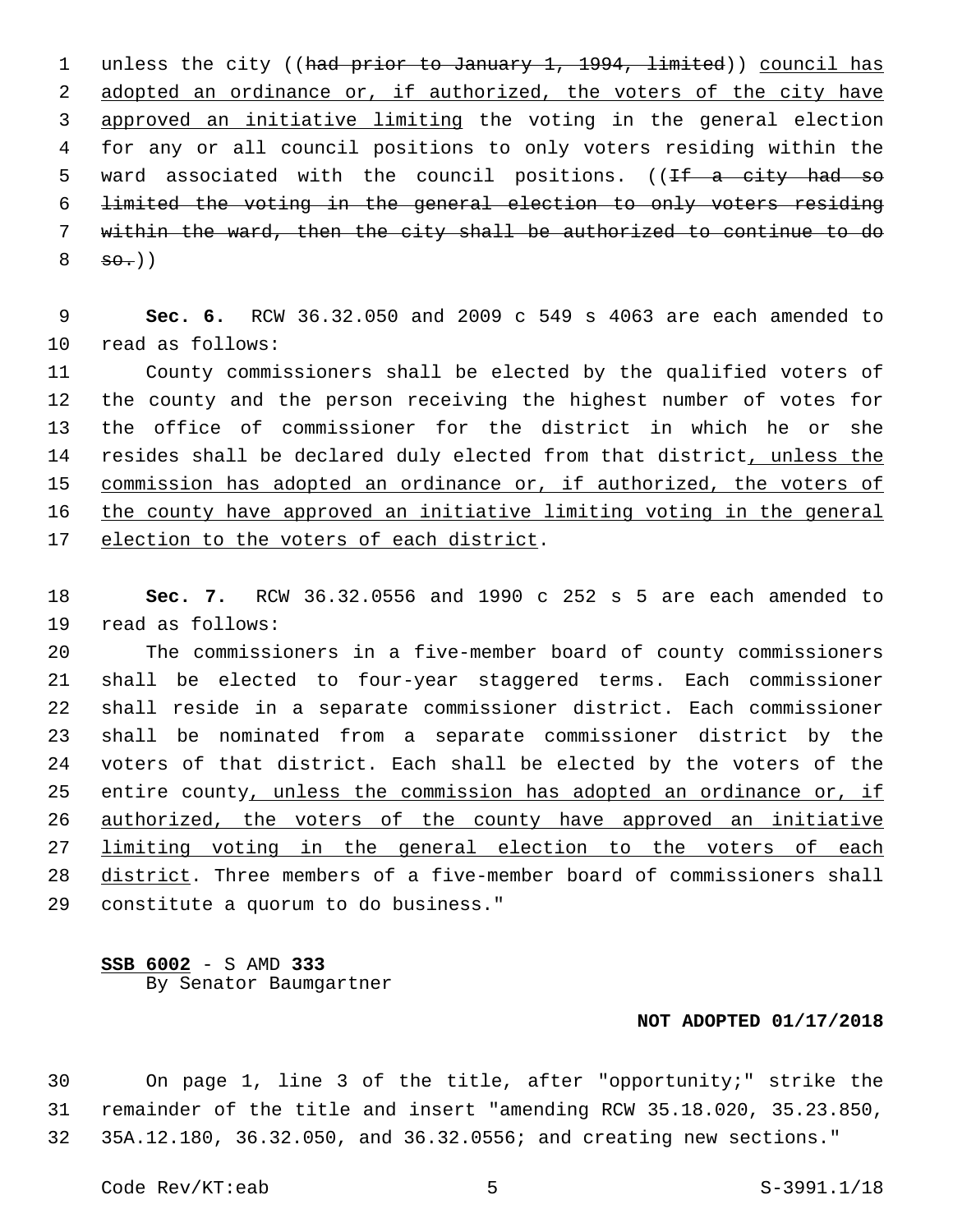unless the city ((~~had prior to January 1, 1994, limited~~)) council has adopted an ordinance or, if authorized, the voters of the city have approved an initiative limiting the voting in the general election for any or all council positions to only voters residing within the ward associated with the council positions. ((~~If a city had so limited the voting in the general election to only voters residing within the ward, then the city shall be authorized to continue to do so.~~))

**Sec. 6.** RCW 36.32.050 and 2009 c 549 s 4063 are each amended to read as follows:

County commissioners shall be elected by the qualified voters of the county and the person receiving the highest number of votes for the office of commissioner for the district in which he or she resides shall be declared duly elected from that district, unless the commission has adopted an ordinance or, if authorized, the voters of the county have approved an initiative limiting voting in the general election to the voters of each district.

**Sec. 7.** RCW 36.32.0556 and 1990 c 252 s 5 are each amended to read as follows:

The commissioners in a five-member board of county commissioners shall be elected to four-year staggered terms. Each commissioner shall reside in a separate commissioner district. Each commissioner shall be nominated from a separate commissioner district by the voters of that district. Each shall be elected by the voters of the entire county, unless the commission has adopted an ordinance or, if authorized, the voters of the county have approved an initiative limiting voting in the general election to the voters of each district. Three members of a five-member board of commissioners shall constitute a quorum to do business."

**SSB 6002** - S AMD **333**
By Senator Baumgartner

**NOT ADOPTED 01/17/2018**

On page 1, line 3 of the title, after "opportunity;" strike the remainder of the title and insert "amending RCW 35.18.020, 35.23.850, 35A.12.180, 36.32.050, and 36.32.0556; and creating new sections."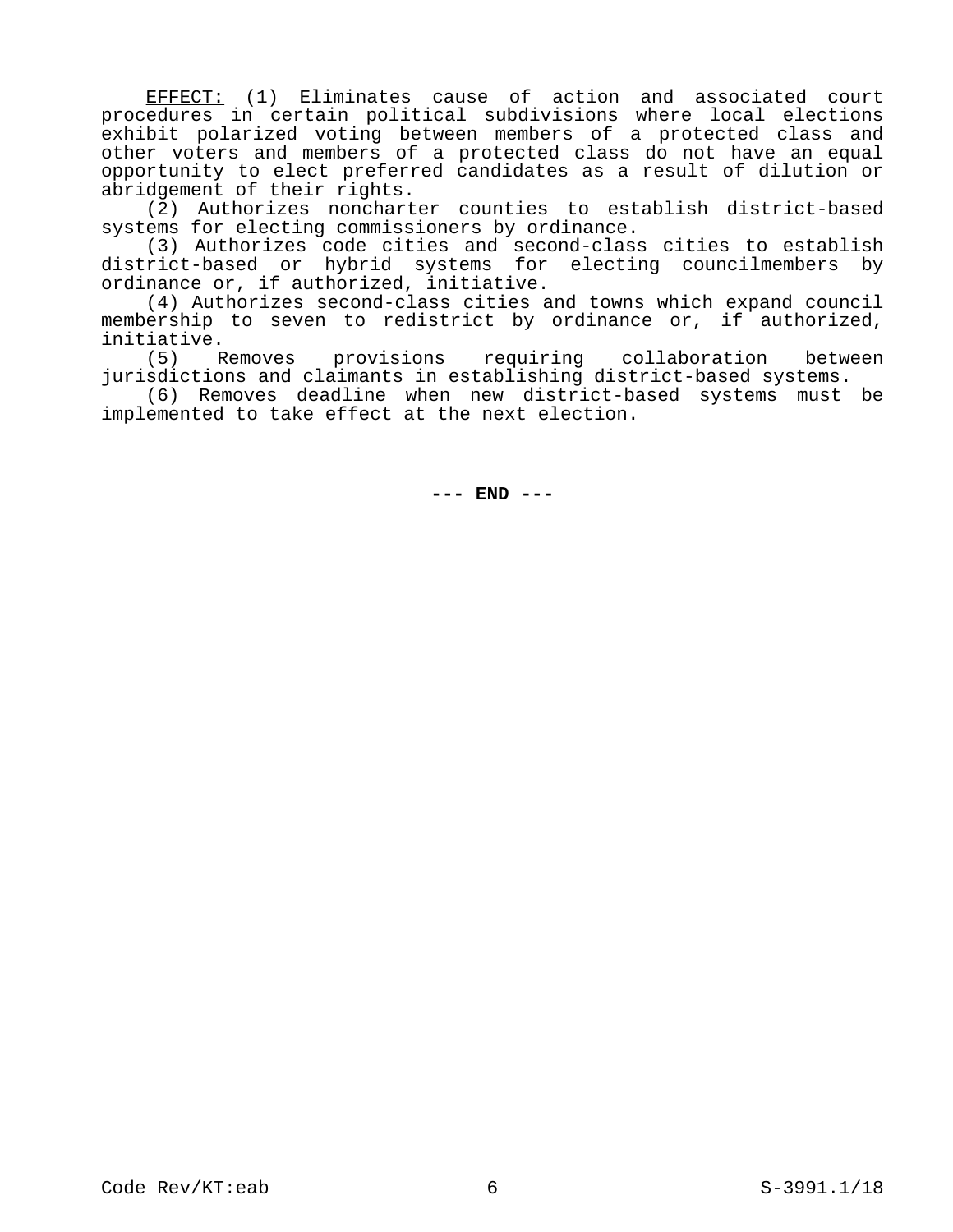EFFECT: (1) Eliminates cause of action and associated court procedures in certain political subdivisions where local elections exhibit polarized voting between members of a protected class and other voters and members of a protected class do not have an equal opportunity to elect preferred candidates as a result of dilution or abridgement of their rights.

(2) Authorizes noncharter counties to establish district-based systems for electing commissioners by ordinance.

(3) Authorizes code cities and second-class cities to establish district-based or hybrid systems for electing councilmembers by ordinance or, if authorized, initiative.

(4) Authorizes second-class cities and towns which expand council membership to seven to redistrict by ordinance or, if authorized, initiative.

(5) Removes provisions requiring collaboration between jurisdictions and claimants in establishing district-based systems.

(6) Removes deadline when new district-based systems must be implemented to take effect at the next election.

**--- END ---**

Code Rev/KT:eab S-3991.1/18